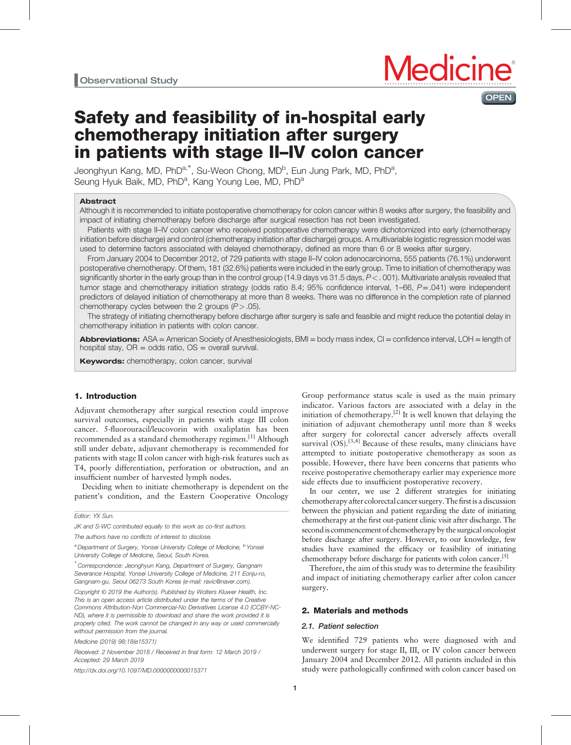Observational Study

# Safety and feasibility of in-hospital early chemotherapy initiation after surgery in patients with stage II–IV colon cancer

Jeonghyun Kang, MD, PhD[a,*], Su-Weon Chong, MD[b], Eun Jung Park, MD, PhD[a], Seung Hyuk Baik, MD, PhD[a], Kang Young Lee, MD, PhD[a]

## Abstract

Although it is recommended to initiate postoperative chemotherapy for colon cancer within 8 weeks after surgery, the feasibility and impact of initiating chemotherapy before discharge after surgical resection has not been investigated.

Patients with stage II–IV colon cancer who received postoperative chemotherapy were dichotomized into early (chemotherapy initiation before discharge) and control (chemotherapy initiation after discharge) groups. A multivariable logistic regression model was used to determine factors associated with delayed chemotherapy, defined as more than 6 or 8 weeks after surgery.

From January 2004 to December 2012, of 729 patients with stage II–IV colon adenocarcinoma, 555 patients (76.1%) underwent postoperative chemotherapy. Of them, 181 (32.6%) patients were included in the early group. Time to initiation of chemotherapy was significantly shorter in the early group than in the control group (14.9 days vs 31.5 days, $P < .001$). Multivariate analysis revealed that tumor stage and chemotherapy initiation strategy (odds ratio 8.4; 95% confidence interval, 1–66, $P = .041$) were independent predictors of delayed initiation of chemotherapy at more than 8 weeks. There was no difference in the completion rate of planned chemotherapy cycles between the 2 groups ($P > .05$).

The strategy of initiating chemotherapy before discharge after surgery is safe and feasible and might reduce the potential delay in chemotherapy initiation in patients with colon cancer.

**Abbreviations:** ASA = American Society of Anesthesiologists, BMI = body mass index, CI = confidence interval, LOH = length of hospital stay, OR = odds ratio, OS = overall survival.

**Keywords:** chemotherapy, colon cancer, survival

## 1. Introduction

Adjuvant chemotherapy after surgical resection could improve survival outcomes, especially in patients with stage III colon cancer. 5-fluorouracil/leucovorin with oxaliplatin has been recommended as a standard chemotherapy regimen.[1] Although still under debate, adjuvant chemotherapy is recommended for patients with stage II colon cancer with high-risk features such as T4, poorly differentiation, perforation or obstruction, and an insufficient number of harvested lymph nodes.

Deciding when to initiate chemotherapy is dependent on the patient's condition, and the Eastern Cooperative Oncology Group performance status scale is used as the main primary indicator. Various factors are associated with a delay in the initiation of chemotherapy.[2] It is well known that delaying the initiation of adjuvant chemotherapy until more than 8 weeks after surgery for colorectal cancer adversely affects overall survival (OS).[3,4] Because of these results, many clinicians have attempted to initiate postoperative chemotherapy as soon as possible. However, there have been concerns that patients who receive postoperative chemotherapy earlier may experience more side effects due to insufficient postoperative recovery.

In our center, we use 2 different strategies for initiating chemotherapy after colorectal cancer surgery. The first is a discussion between the physician and patient regarding the date of initiating chemotherapy at the first out-patient clinic visit after discharge. The second is commencement of chemotherapy by the surgical oncologist before discharge after surgery. However, to our knowledge, few studies have examined the efficacy or feasibility of initiating chemotherapy before discharge for patients with colon cancer.[5]

Therefore, the aim of this study was to determine the feasibility and impact of initiating chemotherapy earlier after colon cancer surgery.

## 2. Materials and methods

### 2.1. Patient selection

We identified 729 patients who were diagnosed with and underwent surgery for stage II, III, or IV colon cancer between January 2004 and December 2012. All patients included in this study were pathologically confirmed with colon cancer based on

---

Editor: YX Sun.

JK and S-WC contributed equally to this work as co-first authors.

The authors have no conflicts of interest to disclose.

[a] Department of Surgery, Yonsei University College of Medicine, [b] Yonsei University College of Medicine, Seoul, South Korea.

[*] Correspondence: Jeonghyun Kang, Department of Surgery, Gangnam Severance Hospital, Yonsei University College of Medicine, 211 Eonju-ro, Gangnam-gu, Seoul 06273 South Korea (e-mail: ravic@naver.com).

Copyright © 2019 the Author(s). Published by Wolters Kluwer Health, Inc. This is an open access article distributed under the terms of the Creative Commons Attribution-Non Commercial-No Derivatives License 4.0 (CCBY-NC-ND), where it is permissible to download and share the work provided it is properly cited. The work cannot be changed in any way or used commercially without permission from the journal.

Medicine (2019) 98:18(e15371)

Received: 2 November 2018 / Received in final form: 12 March 2019 / Accepted: 29 March 2019

http://dx.doi.org/10.1097/MD.0000000000015371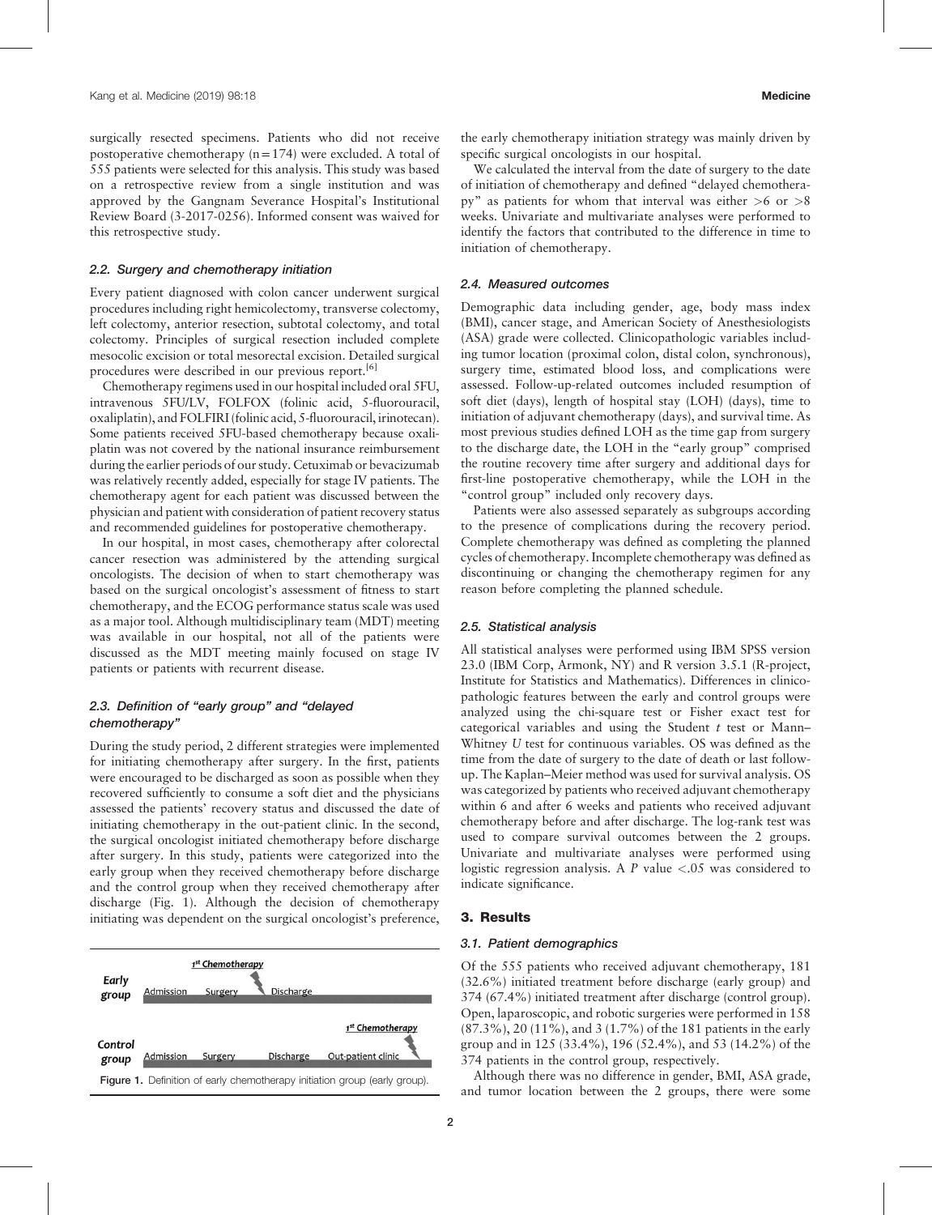surgically resected specimens. Patients who did not receive postoperative chemotherapy (n = 174) were excluded. A total of 555 patients were selected for this analysis. This study was based on a retrospective review from a single institution and was approved by the Gangnam Severance Hospital's Institutional Review Board (3-2017-0256). Informed consent was waived for this retrospective study.

### 2.2. Surgery and chemotherapy initiation

Every patient diagnosed with colon cancer underwent surgical procedures including right hemicolectomy, transverse colectomy, left colectomy, anterior resection, subtotal colectomy, and total colectomy. Principles of surgical resection included complete mesocolic excision or total mesorectal excision. Detailed surgical procedures were described in our previous report.[6]

Chemotherapy regimens used in our hospital included oral 5FU, intravenous 5FU/LV, FOLFOX (folinic acid, 5-fluorouracil, oxaliplatin), and FOLFIRI (folinic acid, 5-fluorouracil, irinotecan). Some patients received 5FU-based chemotherapy because oxaliplatin was not covered by the national insurance reimbursement during the earlier periods of our study. Cetuximab or bevacizumab was relatively recently added, especially for stage IV patients. The chemotherapy agent for each patient was discussed between the physician and patient with consideration of patient recovery status and recommended guidelines for postoperative chemotherapy.

In our hospital, in most cases, chemotherapy after colorectal cancer resection was administered by the attending surgical oncologists. The decision of when to start chemotherapy was based on the surgical oncologist's assessment of fitness to start chemotherapy, and the ECOG performance status scale was used as a major tool. Although multidisciplinary team (MDT) meeting was available in our hospital, not all of the patients were discussed as the MDT meeting mainly focused on stage IV patients or patients with recurrent disease.

### 2.3. Definition of "early group" and "delayed chemotherapy"

During the study period, 2 different strategies were implemented for initiating chemotherapy after surgery. In the first, patients were encouraged to be discharged as soon as possible when they recovered sufficiently to consume a soft diet and the physicians assessed the patients' recovery status and discussed the date of initiating chemotherapy in the out-patient clinic. In the second, the surgical oncologist initiated chemotherapy before discharge after surgery. In this study, patients were categorized into the early group when they received chemotherapy before discharge and the control group when they received chemotherapy after discharge (Fig. 1). Although the decision of chemotherapy initiating was dependent on the surgical oncologist's preference, the early chemotherapy initiation strategy was mainly driven by specific surgical oncologists in our hospital.

We calculated the interval from the date of surgery to the date of initiation of chemotherapy and defined "delayed chemotherapy" as patients for whom that interval was either >6 or >8 weeks. Univariate and multivariate analyses were performed to identify the factors that contributed to the difference in time to initiation of chemotherapy.

| | | | 1st Chemotherapy | | |
|---|---|---|---|---|---|
| **Early group** | Admission | Surgery | ↓ | Discharge | |
| **Control group** | Admission | Surgery | | Discharge | Out-patient clinic → 1st Chemotherapy |

Figure 1. Definition of early chemotherapy initiation group (early group).

### 2.4. Measured outcomes

Demographic data including gender, age, body mass index (BMI), cancer stage, and American Society of Anesthesiologists (ASA) grade were collected. Clinicopathologic variables including tumor location (proximal colon, distal colon, synchronous), surgery time, estimated blood loss, and complications were assessed. Follow-up-related outcomes included resumption of soft diet (days), length of hospital stay (LOH) (days), time to initiation of adjuvant chemotherapy (days), and survival time. As most previous studies defined LOH as the time gap from surgery to the discharge date, the LOH in the "early group" comprised the routine recovery time after surgery and additional days for first-line postoperative chemotherapy, while the LOH in the "control group" included only recovery days.

Patients were also assessed separately as subgroups according to the presence of complications during the recovery period. Complete chemotherapy was defined as completing the planned cycles of chemotherapy. Incomplete chemotherapy was defined as discontinuing or changing the chemotherapy regimen for any reason before completing the planned schedule.

### 2.5. Statistical analysis

All statistical analyses were performed using IBM SPSS version 23.0 (IBM Corp, Armonk, NY) and R version 3.5.1 (R-project, Institute for Statistics and Mathematics). Differences in clinicopathologic features between the early and control groups were analyzed using the chi-square test or Fisher exact test for categorical variables and using the Student $t$ test or Mann–Whitney $U$ test for continuous variables. OS was defined as the time from the date of surgery to the date of death or last follow-up. The Kaplan–Meier method was used for survival analysis. OS was categorized by patients who received adjuvant chemotherapy within 6 and after 6 weeks and patients who received adjuvant chemotherapy before and after discharge. The log-rank test was used to compare survival outcomes between the 2 groups. Univariate and multivariate analyses were performed using logistic regression analysis. A $P$ value <.05 was considered to indicate significance.

## 3. Results

### 3.1. Patient demographics

Of the 555 patients who received adjuvant chemotherapy, 181 (32.6%) initiated treatment before discharge (early group) and 374 (67.4%) initiated treatment after discharge (control group). Open, laparoscopic, and robotic surgeries were performed in 158 (87.3%), 20 (11%), and 3 (1.7%) of the 181 patients in the early group and in 125 (33.4%), 196 (52.4%), and 53 (14.2%) of the 374 patients in the control group, respectively.

Although there was no difference in gender, BMI, ASA grade, and tumor location between the 2 groups, there were some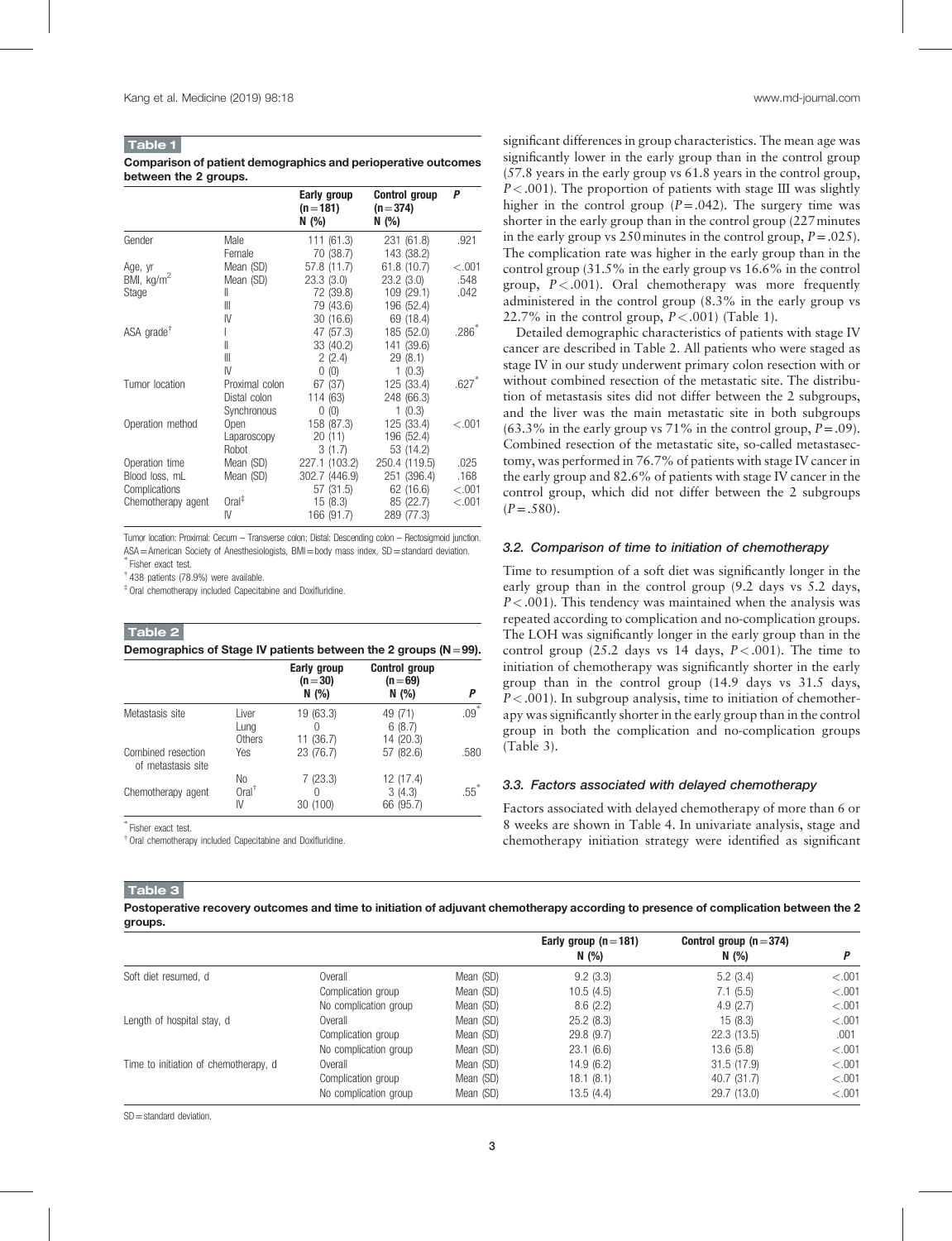**Table 1**

**Comparison of patient demographics and perioperative outcomes between the 2 groups.**

| | | Early group (n=181) N (%) | Control group (n=374) N (%) | P |
|---|---|---|---|---|
| Gender | Male | 111 (61.3) | 231 (61.8) | .921 |
| | Female | 70 (38.7) | 143 (38.2) | |
| Age, yr | Mean (SD) | 57.8 (11.7) | 61.8 (10.7) | <.001 |
| BMI, kg/m$^2$ | Mean (SD) | 23.3 (3.0) | 23.2 (3.0) | .548 |
| Stage | II | 72 (39.8) | 109 (29.1) | .042 |
| | III | 79 (43.6) | 196 (52.4) | |
| | IV | 30 (16.6) | 69 (18.4) | |
| ASA grade[†] | I | 47 (57.3) | 185 (52.0) | .286[*] |
| | II | 33 (40.2) | 141 (39.6) | |
| | III | 2 (2.4) | 29 (8.1) | |
| | IV | 0 (0) | 1 (0.3) | |
| Tumor location | Proximal colon | 67 (37) | 125 (33.4) | .627[*] |
| | Distal colon | 114 (63) | 248 (66.3) | |
| | Synchronous | 0 (0) | 1 (0.3) | |
| Operation method | Open | 158 (87.3) | 125 (33.4) | <.001 |
| | Laparoscopy | 20 (11) | 196 (52.4) | |
| | Robot | 3 (1.7) | 53 (14.2) | |
| Operation time | Mean (SD) | 227.1 (103.2) | 250.4 (119.5) | .025 |
| Blood loss, mL | Mean (SD) | 302.7 (446.9) | 251 (396.4) | .168 |
| Complications | | 57 (31.5) | 62 (16.6) | <.001 |
| Chemotherapy agent | Oral[‡] | 15 (8.3) | 85 (22.7) | <.001 |
| | IV | 166 (91.7) | 289 (77.3) | |

Tumor location: Proximal: Cecum – Transverse colon; Distal: Descending colon – Rectosigmoid junction. ASA=American Society of Anesthesiologists, BMI=body mass index, SD=standard deviation.
[*] Fisher exact test.
[†] 438 patients (78.9%) were available.
[‡] Oral chemotherapy included Capecitabine and Doxifluridine.

**Table 2**

**Demographics of Stage IV patients between the 2 groups (N=99).**

| | | Early group (n=30) N (%) | Control group (n=69) N (%) | P |
|---|---|---|---|---|
| Metastasis site | Liver | 19 (63.3) | 49 (71) | .09[*] |
| | Lung | 0 | 6 (8.7) | |
| | Others | 11 (36.7) | 14 (20.3) | |
| Combined resection of metastasis site | Yes | 23 (76.7) | 57 (82.6) | .580 |
| | No | 7 (23.3) | 12 (17.4) | |
| Chemotherapy agent | Oral[†] | 0 | 3 (4.3) | .55[*] |
| | IV | 30 (100) | 66 (95.7) | |

[*] Fisher exact test.
[†] Oral chemotherapy included Capecitabine and Doxifluridine.

significant differences in group characteristics. The mean age was significantly lower in the early group than in the control group (57.8 years in the early group vs 61.8 years in the control group, $P<.001$). The proportion of patients with stage III was slightly higher in the control group ($P=.042$). The surgery time was shorter in the early group than in the control group (227 minutes in the early group vs 250 minutes in the control group, $P=.025$). The complication rate was higher in the early group than in the control group (31.5% in the early group vs 16.6% in the control group, $P<.001$). Oral chemotherapy was more frequently administered in the control group (8.3% in the early group vs 22.7% in the control group, $P<.001$) (Table 1).

Detailed demographic characteristics of patients with stage IV cancer are described in Table 2. All patients who were staged as stage IV in our study underwent primary colon resection with or without combined resection of the metastatic site. The distribution of metastasis sites did not differ between the 2 subgroups, and the liver was the main metastatic site in both subgroups (63.3% in the early group vs 71% in the control group, $P=.09$). Combined resection of the metastatic site, so-called metastasectomy, was performed in 76.7% of patients with stage IV cancer in the early group and 82.6% of patients with stage IV cancer in the control group, which did not differ between the 2 subgroups ($P=.580$).

### 3.2. Comparison of time to initiation of chemotherapy

Time to resumption of a soft diet was significantly longer in the early group than in the control group (9.2 days vs 5.2 days, $P<.001$). This tendency was maintained when the analysis was repeated according to complication and no-complication groups. The LOH was significantly longer in the early group than in the control group (25.2 days vs 14 days, $P<.001$). The time to initiation of chemotherapy was significantly shorter in the early group than in the control group (14.9 days vs 31.5 days, $P<.001$). In subgroup analysis, time to initiation of chemotherapy was significantly shorter in the early group than in the control group in both the complication and no-complication groups (Table 3).

### 3.3. Factors associated with delayed chemotherapy

Factors associated with delayed chemotherapy of more than 6 or 8 weeks are shown in Table 4. In univariate analysis, stage and chemotherapy initiation strategy were identified as significant

**Table 3**

**Postoperative recovery outcomes and time to initiation of adjuvant chemotherapy according to presence of complication between the 2 groups.**

| | | | Early group (n=181) N (%) | Control group (n=374) N (%) | P |
|---|---|---|---|---|---|
| Soft diet resumed, d | Overall | Mean (SD) | 9.2 (3.3) | 5.2 (3.4) | <.001 |
| | Complication group | Mean (SD) | 10.5 (4.5) | 7.1 (5.5) | <.001 |
| | No complication group | Mean (SD) | 8.6 (2.2) | 4.9 (2.7) | <.001 |
| Length of hospital stay, d | Overall | Mean (SD) | 25.2 (8.3) | 15 (8.3) | <.001 |
| | Complication group | Mean (SD) | 29.8 (9.7) | 22.3 (13.5) | .001 |
| | No complication group | Mean (SD) | 23.1 (6.6) | 13.6 (5.8) | <.001 |
| Time to initiation of chemotherapy, d | Overall | Mean (SD) | 14.9 (6.2) | 31.5 (17.9) | <.001 |
| | Complication group | Mean (SD) | 18.1 (8.1) | 40.7 (31.7) | <.001 |
| | No complication group | Mean (SD) | 13.5 (4.4) | 29.7 (13.0) | <.001 |

SD=standard deviation.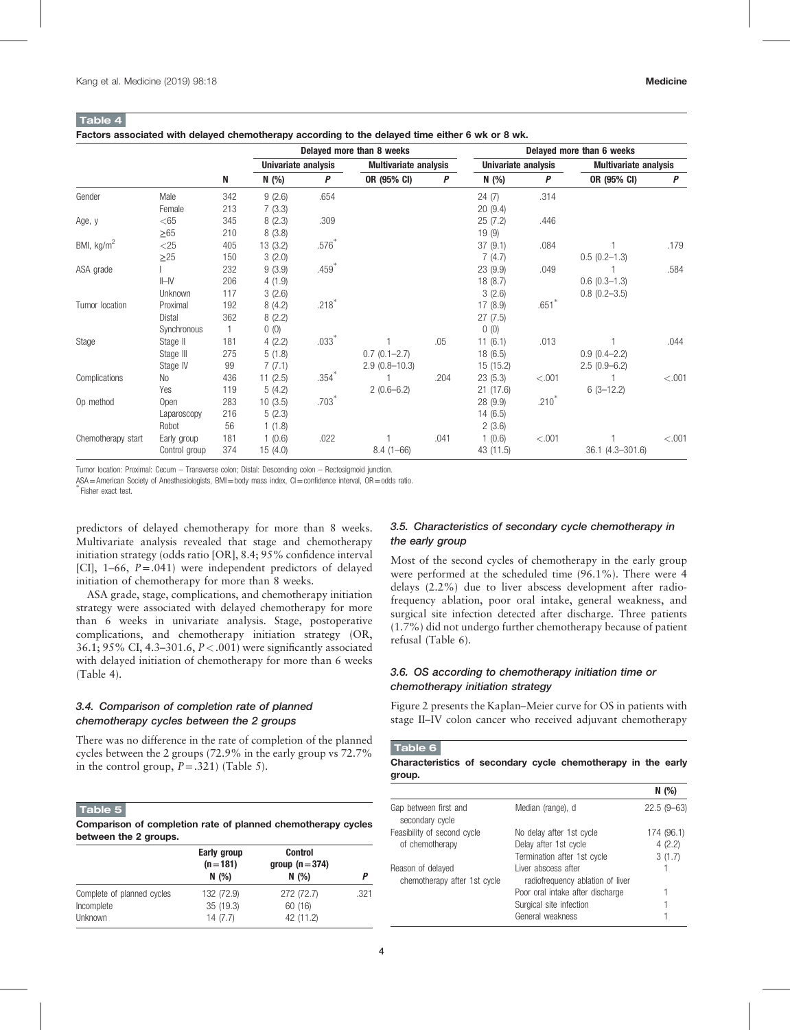**Table 4**

**Factors associated with delayed chemotherapy according to the delayed time either 6 wk or 8 wk.**

| | | | Delayed more than 8 weeks | | | | Delayed more than 6 weeks | | | |
|---|---|---|---|---|---|---|---|---|---|---|
| | | | Univariate analysis | | Multivariate analysis | | Univariate analysis | | Multivariate analysis | |
| | | N | N (%) | P | OR (95% CI) | P | N (%) | P | OR (95% CI) | P |
| Gender | Male | 342 | 9 (2.6) | .654 | | | 24 (7) | .314 | | |
| | Female | 213 | 7 (3.3) | | | | 20 (9.4) | | | |
| Age, y | <65 | 345 | 8 (2.3) | .309 | | | 25 (7.2) | .446 | | |
| | ≥65 | 210 | 8 (3.8) | | | | 19 (9) | | | |
| BMI, kg/m$^2$ | <25 | 405 | 13 (3.2) | .576* | | | 37 (9.1) | .084 | 1 | .179 |
| | ≥25 | 150 | 3 (2.0) | | | | 7 (4.7) | | 0.5 (0.2–1.3) | |
| ASA grade | I | 232 | 9 (3.9) | .459* | | | 23 (9.9) | .049 | 1 | .584 |
| | II–IV | 206 | 4 (1.9) | | | | 18 (8.7) | | 0.6 (0.3–1.3) | |
| | Unknown | 117 | 3 (2.6) | | | | 3 (2.6) | | 0.8 (0.2–3.5) | |
| Tumor location | Proximal | 192 | 8 (4.2) | .218* | | | 17 (8.9) | .651* | | |
| | Distal | 362 | 8 (2.2) | | | | 27 (7.5) | | | |
| | Synchronous | 1 | 0 (0) | | | | 0 (0) | | | |
| Stage | Stage II | 181 | 4 (2.2) | .033* | 1 | .05 | 11 (6.1) | .013 | 1 | .044 |
| | Stage III | 275 | 5 (1.8) | | 0.7 (0.1–2.7) | | 18 (6.5) | | 0.9 (0.4–2.2) | |
| | Stage IV | 99 | 7 (7.1) | | 2.9 (0.8–10.3) | | 15 (15.2) | | 2.5 (0.9–6.2) | |
| Complications | No | 436 | 11 (2.5) | .354* | 1 | .204 | 23 (5.3) | <.001 | 1 | <.001 |
| | Yes | 119 | 5 (4.2) | | 2 (0.6–6.2) | | 21 (17.6) | | 6 (3–12.2) | |
| Op method | Open | 283 | 10 (3.5) | .703* | | | 28 (9.9) | .210* | | |
| | Laparoscopy | 216 | 5 (2.3) | | | | 14 (6.5) | | | |
| | Robot | 56 | 1 (1.8) | | | | 2 (3.6) | | | |
| Chemotherapy start | Early group | 181 | 1 (0.6) | .022 | 1 | .041 | 1 (0.6) | <.001 | 1 | <.001 |
| | Control group | 374 | 15 (4.0) | | 8.4 (1–66) | | 43 (11.5) | | 36.1 (4.3–301.6) | |

Tumor location: Proximal: Cecum – Transverse colon; Distal: Descending colon – Rectosigmoid junction.
ASA = American Society of Anesthesiologists, BMI = body mass index, CI = confidence interval, OR = odds ratio.
*Fisher exact test.

predictors of delayed chemotherapy for more than 8 weeks. Multivariate analysis revealed that stage and chemotherapy initiation strategy (odds ratio [OR], 8.4; 95% confidence interval [CI], 1–66, $P = .041$) were independent predictors of delayed initiation of chemotherapy for more than 8 weeks.

ASA grade, stage, complications, and chemotherapy initiation strategy were associated with delayed chemotherapy for more than 6 weeks in univariate analysis. Stage, postoperative complications, and chemotherapy initiation strategy (OR, 36.1; 95% CI, 4.3–301.6, $P < .001$) were significantly associated with delayed initiation of chemotherapy for more than 6 weeks (Table 4).

### 3.4. Comparison of completion rate of planned chemotherapy cycles between the 2 groups

There was no difference in the rate of completion of the planned cycles between the 2 groups (72.9% in the early group vs 72.7% in the control group, $P = .321$) (Table 5).

**Table 5**

**Comparison of completion rate of planned chemotherapy cycles between the 2 groups.**

| | Early group (n = 181) N (%) | Control group (n = 374) N (%) | P |
|---|---|---|---|
| Complete of planned cycles | 132 (72.9) | 272 (72.7) | .321 |
| Incomplete | 35 (19.3) | 60 (16) | |
| Unknown | 14 (7.7) | 42 (11.2) | |

### 3.5. Characteristics of secondary cycle chemotherapy in the early group

Most of the second cycles of chemotherapy in the early group were performed at the scheduled time (96.1%). There were 4 delays (2.2%) due to liver abscess development after radiofrequency ablation, poor oral intake, general weakness, and surgical site infection detected after discharge. Three patients (1.7%) did not undergo further chemotherapy because of patient refusal (Table 6).

### 3.6. OS according to chemotherapy initiation time or chemotherapy initiation strategy

Figure 2 presents the Kaplan–Meier curve for OS in patients with stage II–IV colon cancer who received adjuvant chemotherapy

**Table 6**

**Characteristics of secondary cycle chemotherapy in the early group.**

| | | N (%) |
|---|---|---|
| Gap between first and secondary cycle | Median (range), d | 22.5 (9–63) |
| Feasibility of second cycle of chemotherapy | No delay after 1st cycle | 174 (96.1) |
| | Delay after 1st cycle | 4 (2.2) |
| | Termination after 1st cycle | 3 (1.7) |
| Reason of delayed chemotherapy after 1st cycle | Liver abscess after radiofrequency ablation of liver | 1 |
| | Poor oral intake after discharge | 1 |
| | Surgical site infection | 1 |
| | General weakness | 1 |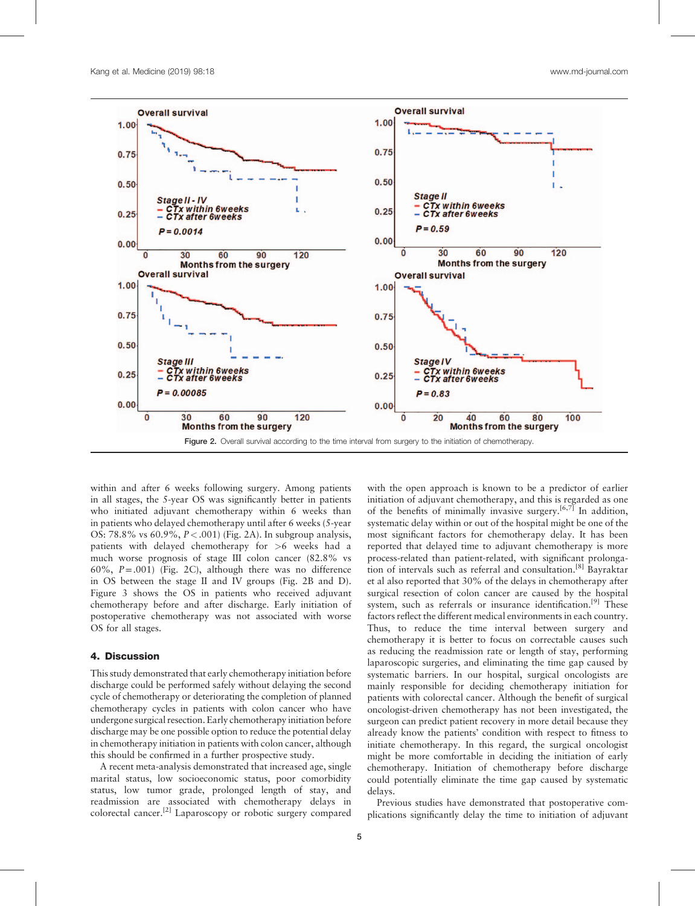Figure 2. Overall survival according to the time interval from surgery to the initiation of chemotherapy.

within and after 6 weeks following surgery. Among patients in all stages, the 5-year OS was significantly better in patients who initiated adjuvant chemotherapy within 6 weeks than in patients who delayed chemotherapy until after 6 weeks (5-year OS: 78.8% vs 60.9%, $P < .001$) (Fig. 2A). In subgroup analysis, patients with delayed chemotherapy for >6 weeks had a much worse prognosis of stage III colon cancer (82.8% vs 60%, $P = .001$) (Fig. 2C), although there was no difference in OS between the stage II and IV groups (Fig. 2B and D). Figure 3 shows the OS in patients who received adjuvant chemotherapy before and after discharge. Early initiation of postoperative chemotherapy was not associated with worse OS for all stages.

## 4. Discussion

This study demonstrated that early chemotherapy initiation before discharge could be performed safely without delaying the second cycle of chemotherapy or deteriorating the completion of planned chemotherapy cycles in patients with colon cancer who have undergone surgical resection. Early chemotherapy initiation before discharge may be one possible option to reduce the potential delay in chemotherapy initiation in patients with colon cancer, although this should be confirmed in a further prospective study.

A recent meta-analysis demonstrated that increased age, single marital status, low socioeconomic status, poor comorbidity status, low tumor grade, prolonged length of stay, and readmission are associated with chemotherapy delays in colorectal cancer.[2] Laparoscopy or robotic surgery compared with the open approach is known to be a predictor of earlier initiation of adjuvant chemotherapy, and this is regarded as one of the benefits of minimally invasive surgery.[6,7] In addition, systematic delay within or out of the hospital might be one of the most significant factors for chemotherapy delay. It has been reported that delayed time to adjuvant chemotherapy is more process-related than patient-related, with significant prolongation of intervals such as referral and consultation.[8] Bayraktar et al also reported that 30% of the delays in chemotherapy after surgical resection of colon cancer are caused by the hospital system, such as referrals or insurance identification.[9] These factors reflect the different medical environments in each country. Thus, to reduce the time interval between surgery and chemotherapy it is better to focus on correctable causes such as reducing the readmission rate or length of stay, performing laparoscopic surgeries, and eliminating the time gap caused by systematic barriers. In our hospital, surgical oncologists are mainly responsible for deciding chemotherapy initiation for patients with colorectal cancer. Although the benefit of surgical oncologist-driven chemotherapy has not been investigated, the surgeon can predict patient recovery in more detail because they already know the patients' condition with respect to fitness to initiate chemotherapy. In this regard, the surgical oncologist might be more comfortable in deciding the initiation of early chemotherapy. Initiation of chemotherapy before discharge could potentially eliminate the time gap caused by systematic delays.

Previous studies have demonstrated that postoperative complications significantly delay the time to initiation of adjuvant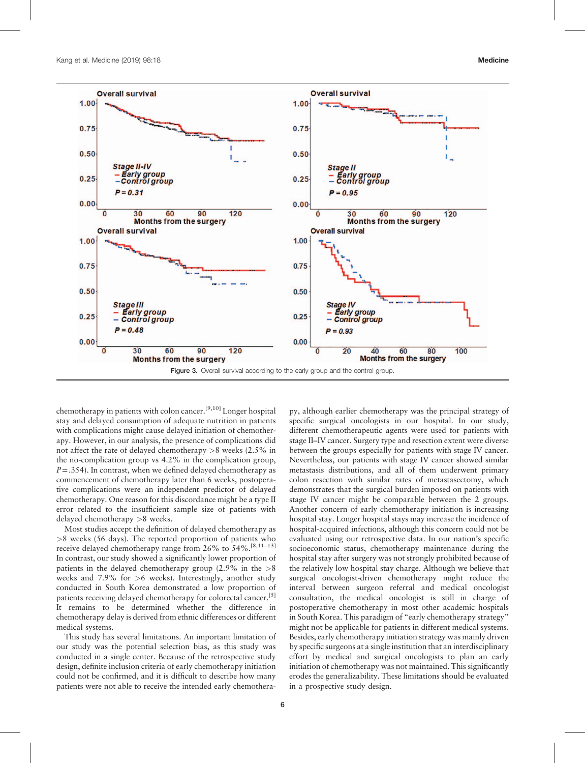Figure 3. Overall survival according to the early group and the control group.

chemotherapy in patients with colon cancer.[9,10] Longer hospital stay and delayed consumption of adequate nutrition in patients with complications might cause delayed initiation of chemotherapy. However, in our analysis, the presence of complications did not affect the rate of delayed chemotherapy >8 weeks (2.5% in the no-complication group vs 4.2% in the complication group, $P = .354$). In contrast, when we defined delayed chemotherapy as commencement of chemotherapy later than 6 weeks, postoperative complications were an independent predictor of delayed chemotherapy. One reason for this discordance might be a type II error related to the insufficient sample size of patients with delayed chemotherapy >8 weeks.

Most studies accept the definition of delayed chemotherapy as >8 weeks (56 days). The reported proportion of patients who receive delayed chemotherapy range from 26% to 54%.[8,11–13] In contrast, our study showed a significantly lower proportion of patients in the delayed chemotherapy group (2.9% in the >8 weeks and 7.9% for >6 weeks). Interestingly, another study conducted in South Korea demonstrated a low proportion of patients receiving delayed chemotherapy for colorectal cancer.[5] It remains to be determined whether the difference in chemotherapy delay is derived from ethnic differences or different medical systems.

This study has several limitations. An important limitation of our study was the potential selection bias, as this study was conducted in a single center. Because of the retrospective study design, definite inclusion criteria of early chemotherapy initiation could not be confirmed, and it is difficult to describe how many patients were not able to receive the intended early chemotherapy, although earlier chemotherapy was the principal strategy of specific surgical oncologists in our hospital. In our study, different chemotherapeutic agents were used for patients with stage II–IV cancer. Surgery type and resection extent were diverse between the groups especially for patients with stage IV cancer. Nevertheless, our patients with stage IV cancer showed similar metastasis distributions, and all of them underwent primary colon resection with similar rates of metastasectomy, which demonstrates that the surgical burden imposed on patients with stage IV cancer might be comparable between the 2 groups. Another concern of early chemotherapy initiation is increasing hospital stay. Longer hospital stays may increase the incidence of hospital-acquired infections, although this concern could not be evaluated using our retrospective data. In our nation's specific socioeconomic status, chemotherapy maintenance during the hospital stay after surgery was not strongly prohibited because of the relatively low hospital stay charge. Although we believe that surgical oncologist-driven chemotherapy might reduce the interval between surgeon referral and medical oncologist consultation, the medical oncologist is still in charge of postoperative chemotherapy in most other academic hospitals in South Korea. This paradigm of "early chemotherapy strategy" might not be applicable for patients in different medical systems. Besides, early chemotherapy initiation strategy was mainly driven by specific surgeons at a single institution that an interdisciplinary effort by medical and surgical oncologists to plan an early initiation of chemotherapy was not maintained. This significantly erodes the generalizability. These limitations should be evaluated in a prospective study design.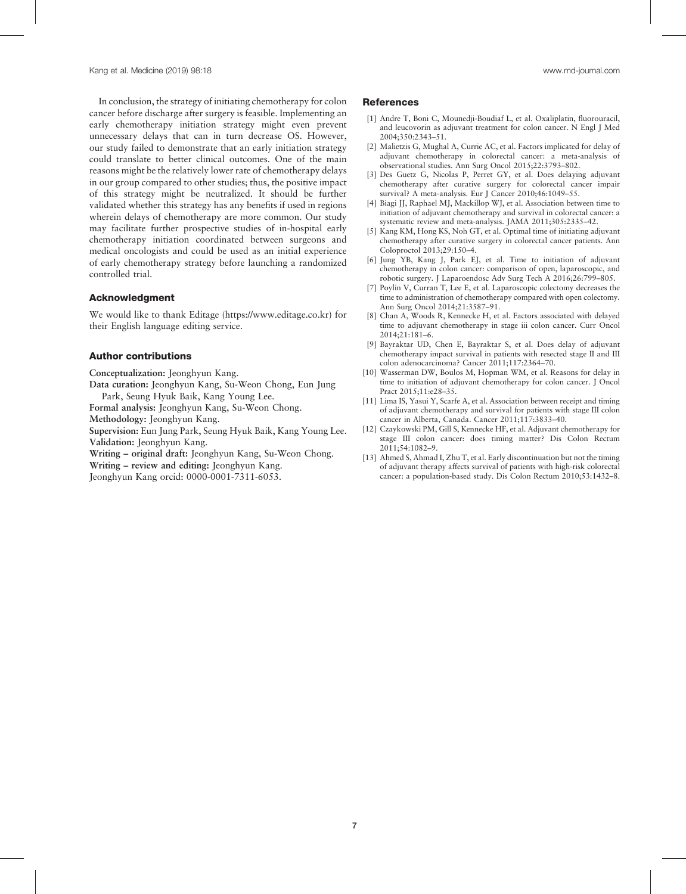In conclusion, the strategy of initiating chemotherapy for colon cancer before discharge after surgery is feasible. Implementing an early chemotherapy initiation strategy might even prevent unnecessary delays that can in turn decrease OS. However, our study failed to demonstrate that an early initiation strategy could translate to better clinical outcomes. One of the main reasons might be the relatively lower rate of chemotherapy delays in our group compared to other studies; thus, the positive impact of this strategy might be neutralized. It should be further validated whether this strategy has any benefits if used in regions wherein delays of chemotherapy are more common. Our study may facilitate further prospective studies of in-hospital early chemotherapy initiation coordinated between surgeons and medical oncologists and could be used as an initial experience of early chemotherapy strategy before launching a randomized controlled trial.

## Acknowledgment

We would like to thank Editage (https://www.editage.co.kr) for their English language editing service.

## Author contributions

**Conceptualization:** Jeonghyun Kang.
**Data curation:** Jeonghyun Kang, Su-Weon Chong, Eun Jung Park, Seung Hyuk Baik, Kang Young Lee.
**Formal analysis:** Jeonghyun Kang, Su-Weon Chong.
**Methodology:** Jeonghyun Kang.
**Supervision:** Eun Jung Park, Seung Hyuk Baik, Kang Young Lee.
**Validation:** Jeonghyun Kang.
**Writing – original draft:** Jeonghyun Kang, Su-Weon Chong.
**Writing – review and editing:** Jeonghyun Kang.
Jeonghyun Kang orcid: 0000-0001-7311-6053.

## References

[1] Andre T, Boni C, Mounedji-Boudiaf L, et al. Oxaliplatin, fluorouracil, and leucovorin as adjuvant treatment for colon cancer. N Engl J Med 2004;350:2343–51.

[2] Malietzis G, Mughal A, Currie AC, et al. Factors implicated for delay of adjuvant chemotherapy in colorectal cancer: a meta-analysis of observational studies. Ann Surg Oncol 2015;22:3793–802.

[3] Des Guetz G, Nicolas P, Perret GY, et al. Does delaying adjuvant chemotherapy after curative surgery for colorectal cancer impair survival? A meta-analysis. Eur J Cancer 2010;46:1049–55.

[4] Biagi JJ, Raphael MJ, Mackillop WJ, et al. Association between time to initiation of adjuvant chemotherapy and survival in colorectal cancer: a systematic review and meta-analysis. JAMA 2011;305:2335–42.

[5] Kang KM, Hong KS, Noh GT, et al. Optimal time of initiating adjuvant chemotherapy after curative surgery in colorectal cancer patients. Ann Coloproctol 2013;29:150–4.

[6] Jung YB, Kang J, Park EJ, et al. Time to initiation of adjuvant chemotherapy in colon cancer: comparison of open, laparoscopic, and robotic surgery. J Laparoendosc Adv Surg Tech A 2016;26:799–805.

[7] Poylin V, Curran T, Lee E, et al. Laparoscopic colectomy decreases the time to administration of chemotherapy compared with open colectomy. Ann Surg Oncol 2014;21:3587–91.

[8] Chan A, Woods R, Kennecke H, et al. Factors associated with delayed time to adjuvant chemotherapy in stage iii colon cancer. Curr Oncol 2014;21:181–6.

[9] Bayraktar UD, Chen E, Bayraktar S, et al. Does delay of adjuvant chemotherapy impact survival in patients with resected stage II and III colon adenocarcinoma? Cancer 2011;117:2364–70.

[10] Wasserman DW, Boulos M, Hopman WM, et al. Reasons for delay in time to initiation of adjuvant chemotherapy for colon cancer. J Oncol Pract 2015;11:e28–35.

[11] Lima IS, Yasui Y, Scarfe A, et al. Association between receipt and timing of adjuvant chemotherapy and survival for patients with stage III colon cancer in Alberta, Canada. Cancer 2011;117:3833–40.

[12] Czaykowski PM, Gill S, Kennecke HF, et al. Adjuvant chemotherapy for stage III colon cancer: does timing matter? Dis Colon Rectum 2011;54:1082–9.

[13] Ahmed S, Ahmad I, Zhu T, et al. Early discontinuation but not the timing of adjuvant therapy affects survival of patients with high-risk colorectal cancer: a population-based study. Dis Colon Rectum 2010;53:1432–8.